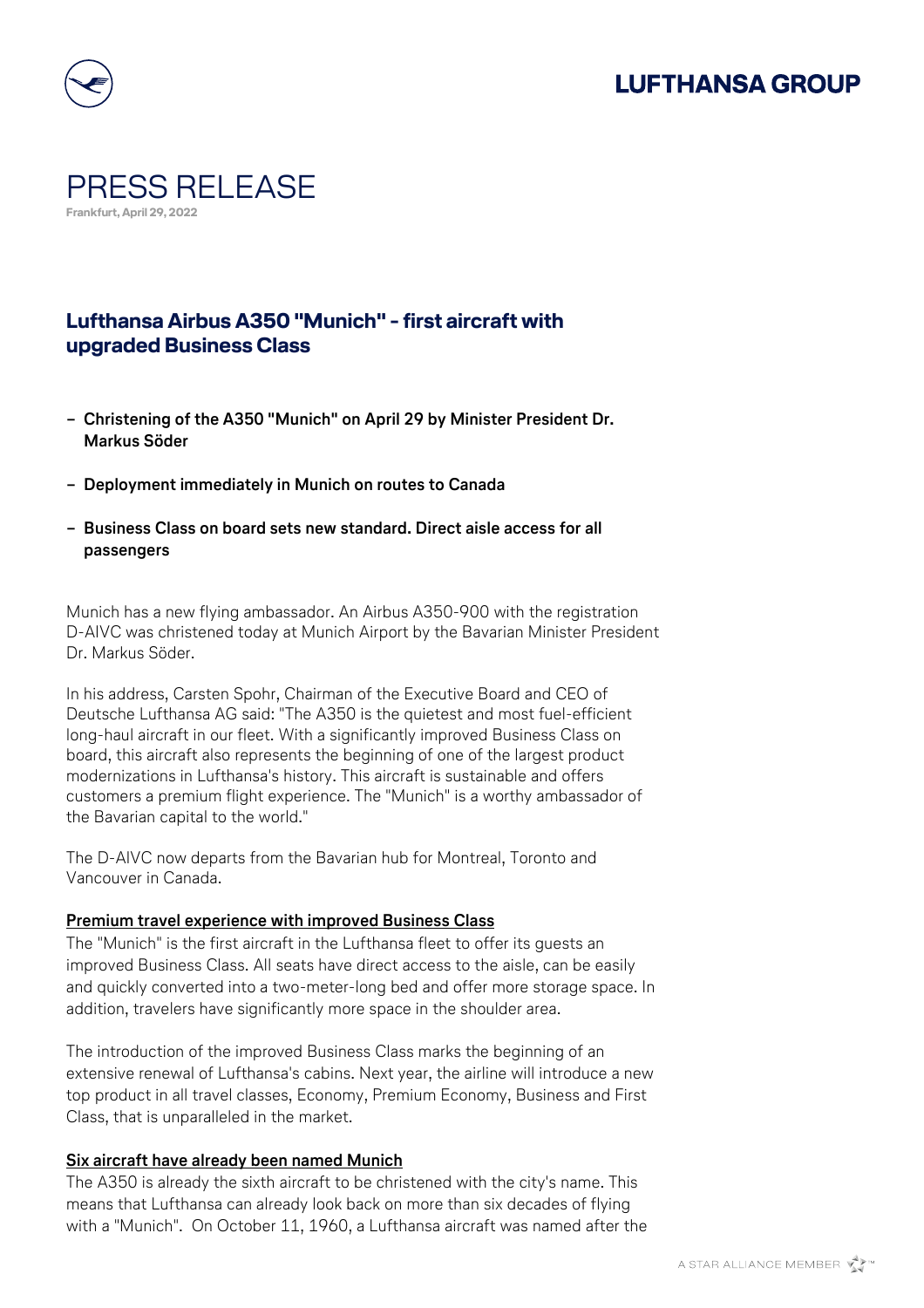# PRESS RELEASE

**Frankfurt, April 29, 2022**

## Lufthansa Airbus A350 "Munich" - first aircraft with upgraded Business Class

- **Christening of the A350 "Munich" on April 29 by Minister President Dr. Markus Söder**
- **Deployment immediately in Munich on routes to Canada**
- **Business Class on board sets new standard. Direct aisle access for all passengers**

Munich has a new flying ambassador. An Airbus A350-900 with the registration D-AIVC was christened today at Munich Airport by the Bavarian Minister President Dr. Markus Söder.

In his address, Carsten Spohr, Chairman of the Executive Board and CEO of Deutsche Lufthansa AG said: "The A350 is the quietest and most fuel-efficient long-haul aircraft in our fleet. With a significantly improved Business Class on board, this aircraft also represents the beginning of one of the largest product modernizations in Lufthansa's history. This aircraft is sustainable and offers customers a premium flight experience. The "Munich" is a worthy ambassador of the Bavarian capital to the world."

The D-AIVC now departs from the Bavarian hub for Montreal, Toronto and Vancouver in Canada.

**Premium travel experience with improved Business Class**

The "Munich" is the first aircraft in the Lufthansa fleet to offer its guests an improved Business Class. All seats have direct access to the aisle, can be easily and quickly converted into a two-meter-long bed and offer more storage space. In addition, travelers have significantly more space in the shoulder area.

The introduction of the improved Business Class marks the beginning of an extensive renewal of Lufthansa's cabins. Next year, the airline will introduce a new top product in all travel classes, Economy, Premium Economy, Business and First Class, that is unparalleled in the market.

**Six aircraft have already been named Munich**

The A350 is already the sixth aircraft to be christened with the city's name. This means that Lufthansa can already look back on more than six decades of flying with a "Munich". On October 11, 1960, a Lufthansa aircraft was named after the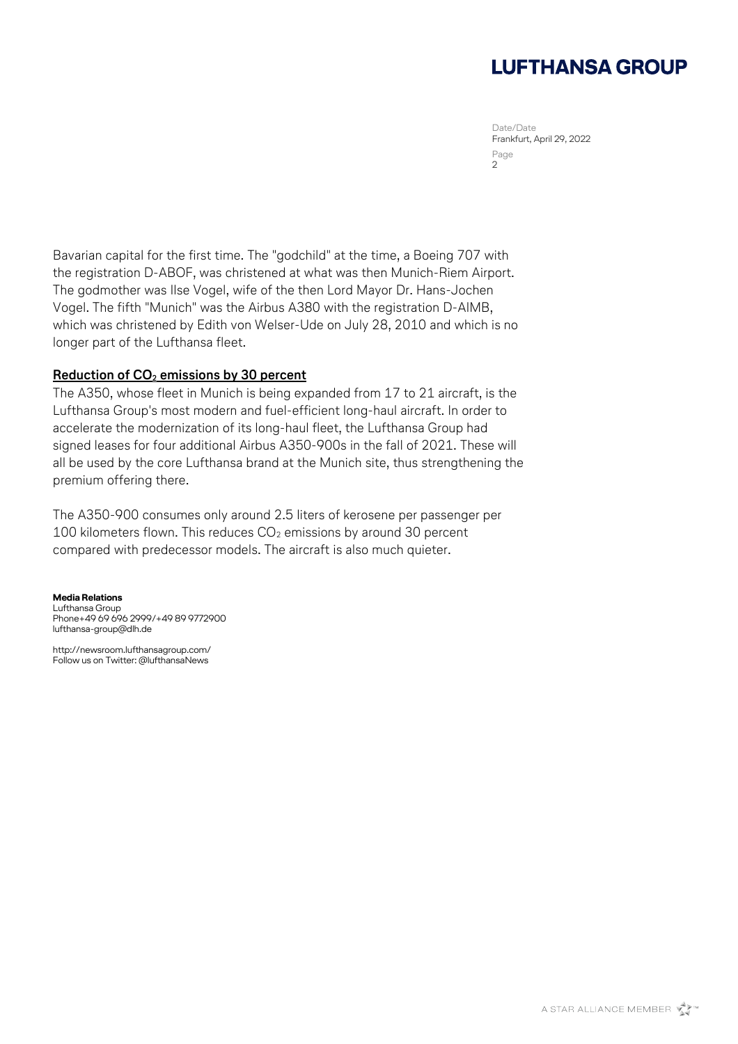Bavarian capital for the first time. The "godchild" at the time, a Boeing 707 with the registration D-ABOF, was christened at what was then Munich-Riem Airport. The godmother was Ilse Vogel, wife of the then Lord Mayor Dr. Hans-Jochen Vogel. The fifth "Munich" was the Airbus A380 with the registration D-AIMB, which was christened by Edith von Welser-Ude on July 28, 2010 and which is no longer part of the Lufthansa fleet.

**Reduction of $CO_2$ emissions by 30 percent**

The A350, whose fleet in Munich is being expanded from 17 to 21 aircraft, is the Lufthansa Group's most modern and fuel-efficient long-haul aircraft. In order to accelerate the modernization of its long-haul fleet, the Lufthansa Group had signed leases for four additional Airbus A350-900s in the fall of 2021. These will all be used by the core Lufthansa brand at the Munich site, thus strengthening the premium offering there.

The A350-900 consumes only around 2.5 liters of kerosene per passenger per 100 kilometers flown. This reduces $CO_2$ emissions by around 30 percent compared with predecessor models. The aircraft is also much quieter.

**Media Relations**
Lufthansa Group
Phone+49 69 696 2999/+49 89 9772900
lufthansa-group@dlh.de

http://newsroom.lufthansagroup.com/
Follow us on Twitter: @lufthansaNews